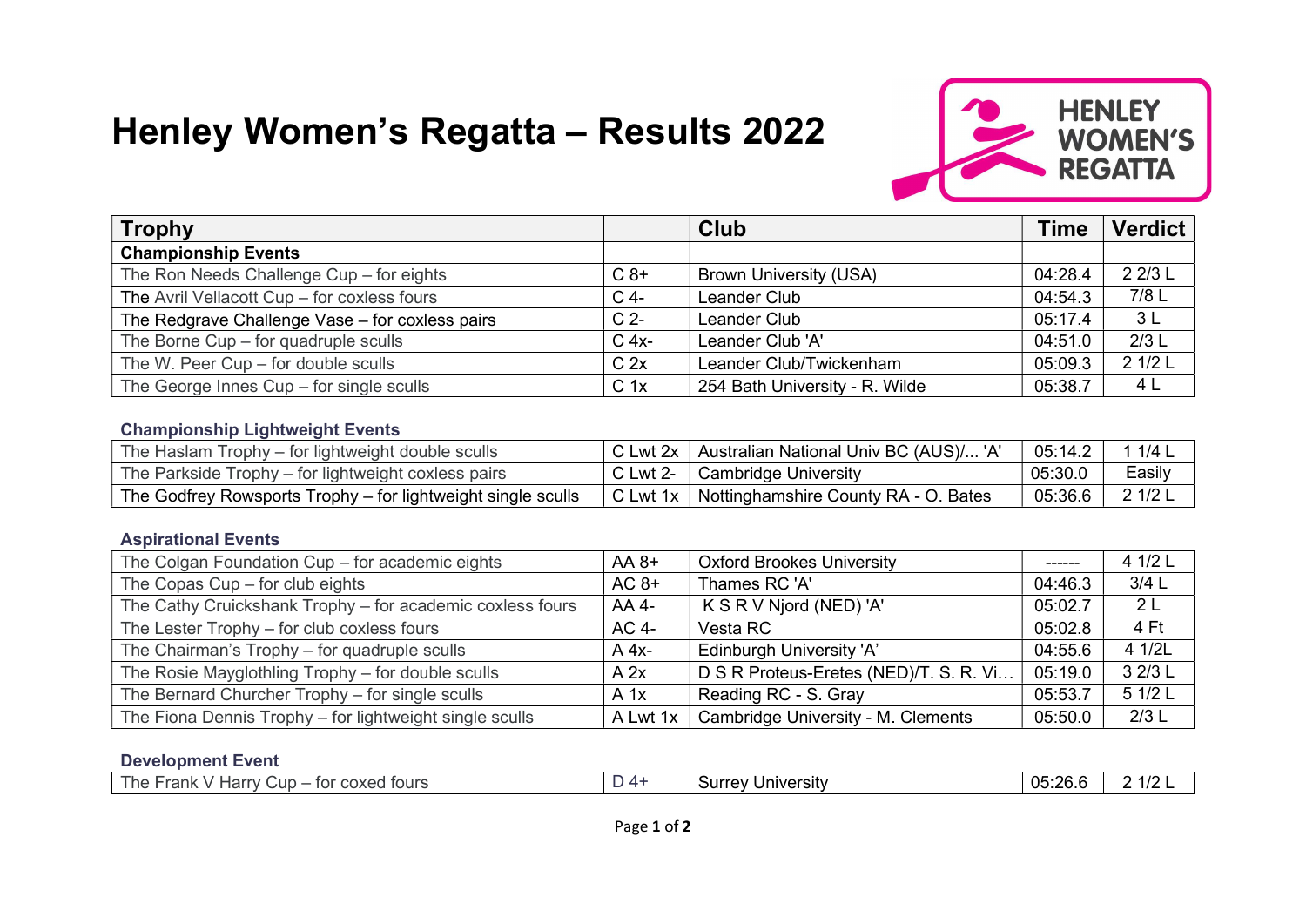# Henley Women's Regatta – Results 2022

| Trophy | | Club | Time | Verdict |
|---|---|---|---|---|
| **Championship Events** | | | | |
| The Ron Needs Challenge Cup – for eights | C 8+ | Brown University (USA) | 04:28.4 | 2 2/3 L |
| The Avril Vellacott Cup – for coxless fours | C 4- | Leander Club | 04:54.3 | 7/8 L |
| The Redgrave Challenge Vase – for coxless pairs | C 2- | Leander Club | 05:17.4 | 3 L |
| The Borne Cup – for quadruple sculls | C 4x- | Leander Club 'A' | 04:51.0 | 2/3 L |
| The W. Peer Cup – for double sculls | C 2x | Leander Club/Twickenham | 05:09.3 | 2 1/2 L |
| The George Innes Cup – for single sculls | C 1x | 254 Bath University - R. Wilde | 05:38.7 | 4 L |
| **Championship Lightweight Events** | | | | |
| The Haslam Trophy – for lightweight double sculls | C Lwt 2x | Australian National Univ BC (AUS)/... 'A' | 05:14.2 | 1 1/4 L |
| The Parkside Trophy – for lightweight coxless pairs | C Lwt 2- | Cambridge University | 05:30.0 | Easily |
| The Godfrey Rowsports Trophy – for lightweight single sculls | C Lwt 1x | Nottinghamshire County RA - O. Bates | 05:36.6 | 2 1/2 L |
| **Aspirational Events** | | | | |
| The Colgan Foundation Cup – for academic eights | AA 8+ | Oxford Brookes University | ------ | 4 1/2 L |
| The Copas Cup – for club eights | AC 8+ | Thames RC 'A' | 04:46.3 | 3/4 L |
| The Cathy Cruickshank Trophy – for academic coxless fours | AA 4- | K S R V Njord (NED) 'A' | 05:02.7 | 2 L |
| The Lester Trophy – for club coxless fours | AC 4- | Vesta RC | 05:02.8 | 4 Ft |
| The Chairman's Trophy – for quadruple sculls | A 4x- | Edinburgh University 'A' | 04:55.6 | 4 1/2L |
| The Rosie Mayglothling Trophy – for double sculls | A 2x | D S R Proteus-Eretes (NED)/T. S. R. Vi… | 05:19.0 | 3 2/3 L |
| The Bernard Churcher Trophy – for single sculls | A 1x | Reading RC - S. Gray | 05:53.7 | 5 1/2 L |
| The Fiona Dennis Trophy – for lightweight single sculls | A Lwt 1x | Cambridge University - M. Clements | 05:50.0 | 2/3 L |
| **Development Event** | | | | |
| The Frank V Harry Cup – for coxed fours | D 4+ | Surrey University | 05:26.6 | 2 1/2 L |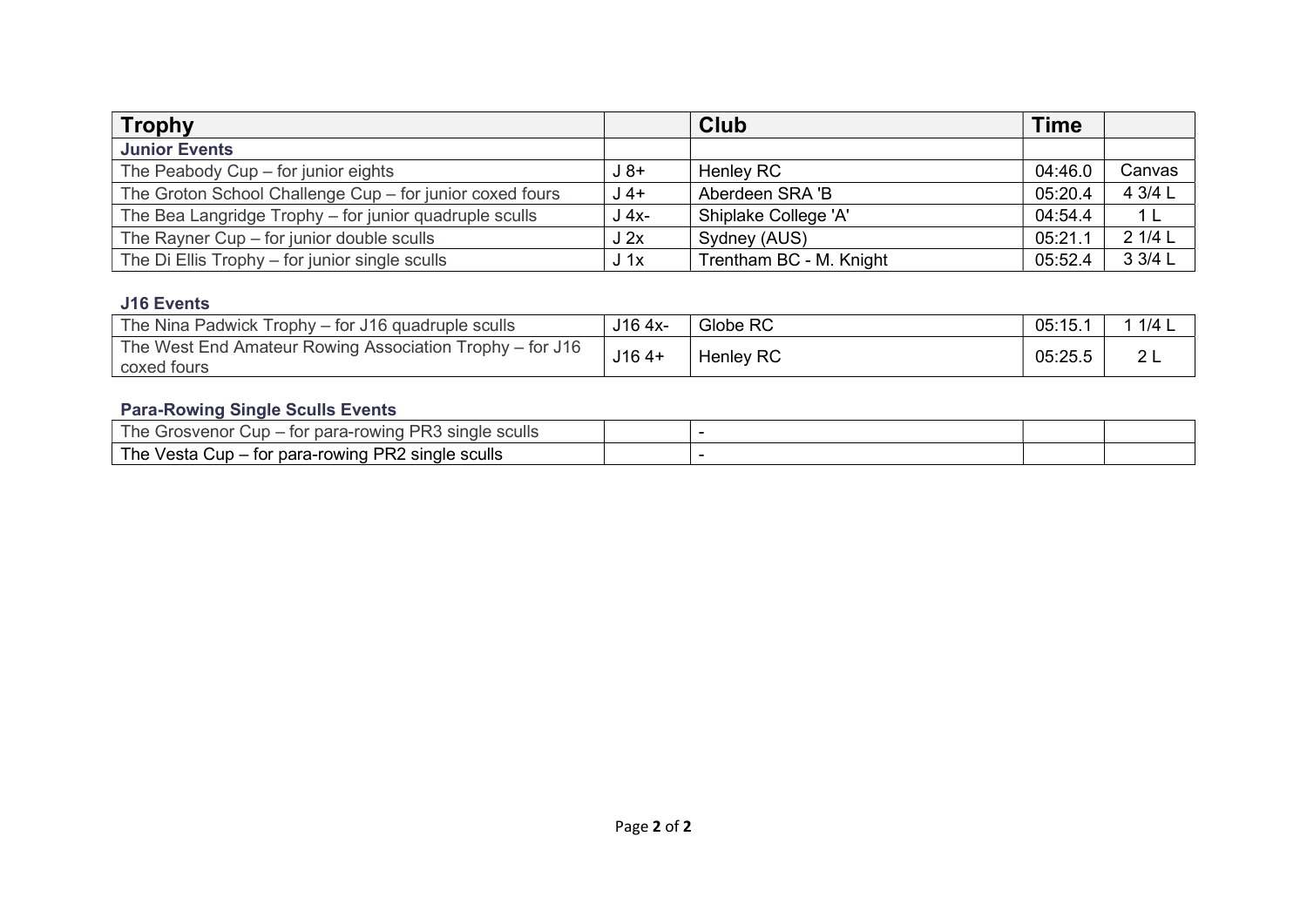| Trophy | | Club | Time | |
|---|---|---|---|---|
| **Junior Events** | | | | |
| The Peabody Cup – for junior eights | J 8+ | Henley RC | 04:46.0 | Canvas |
| The Groton School Challenge Cup – for junior coxed fours | J 4+ | Aberdeen SRA 'B | 05:20.4 | 4 3/4 L |
| The Bea Langridge Trophy – for junior quadruple sculls | J 4x- | Shiplake College 'A' | 04:54.4 | 1 L |
| The Rayner Cup – for junior double sculls | J 2x | Sydney (AUS) | 05:21.1 | 2 1/4 L |
| The Di Ellis Trophy – for junior single sculls | J 1x | Trentham BC - M. Knight | 05:52.4 | 3 3/4 L |

### J16 Events

| | | | | |
|---|---|---|---|---|
| The Nina Padwick Trophy – for J16 quadruple sculls | J16 4x- | Globe RC | 05:15.1 | 1 1/4 L |
| The West End Amateur Rowing Association Trophy – for J16 coxed fours | J16 4+ | Henley RC | 05:25.5 | 2 L |

### Para-Rowing Single Sculls Events

| | | | | |
|---|---|---|---|---|
| The Grosvenor Cup – for para-rowing PR3 single sculls | | - | | |
| The Vesta Cup – for para-rowing PR2 single sculls | | - | | |